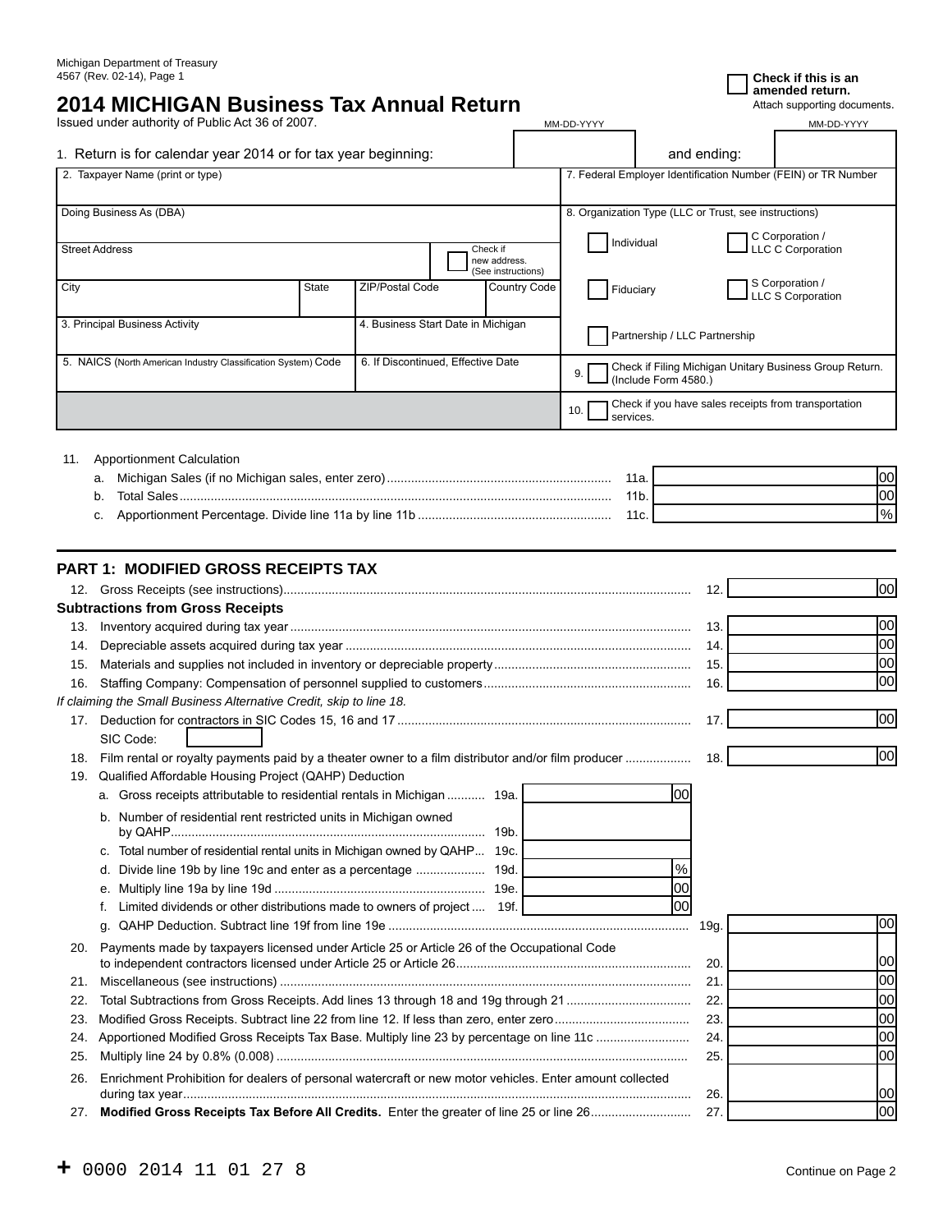Michigan Department of Treasury
4567 (Rev. 02-14), Page 1

☐ **Check if this is an amended return.**
Attach supporting documents.

# 2014 MICHIGAN Business Tax Annual Return

Issued under authority of Public Act 36 of 2007.

| | | | |
|---|---|---|---|
| 1. Return is for calendar year 2014 or for tax year beginning: | MM-DD-YYYY | and ending: | MM-DD-YYYY |

| | | | | |
|---|---|---|---|---|
| 2. Taxpayer Name (print or type) | | | | 7. Federal Employer Identification Number (FEIN) or TR Number |
| Doing Business As (DBA) | | | | 8. Organization Type (LLC or Trust, see instructions) |
| Street Address | | ☐ Check if new address. (See instructions) | | ☐ Individual ☐ C Corporation / LLC C Corporation |
| City | State | ZIP/Postal Code | Country Code | ☐ Fiduciary ☐ S Corporation / LLC S Corporation |
| 3. Principal Business Activity | | 4. Business Start Date in Michigan | | ☐ Partnership / LLC Partnership |
| 5. NAICS (North American Industry Classification System) Code | | 6. If Discontinued, Effective Date | | 9. ☐ Check if Filing Michigan Unitary Business Group Return. (Include Form 4580.) |
| | | | | 10. ☐ Check if you have sales receipts from transportation services. |

11. Apportionment Calculation

| | | | |
|---|---|---|---|
| a. Michigan Sales (if no Michigan sales, enter zero) | 11a. | | 00 |
| b. Total Sales | 11b. | | 00 |
| c. Apportionment Percentage. Divide line 11a by line 11b | 11c. | | % |

## PART 1: MODIFIED GROSS RECEIPTS TAX

| | | | | |
|---|---|---|---|---|
| 12. Gross Receipts (see instructions) | | 12. | | 00 |
| **Subtractions from Gross Receipts** | | | | |
| 13. Inventory acquired during tax year | | 13. | | 00 |
| 14. Depreciable assets acquired during tax year | | 14. | | 00 |
| 15. Materials and supplies not included in inventory or depreciable property | | 15. | | 00 |
| 16. Staffing Company: Compensation of personnel supplied to customers | | 16. | | 00 |
| *If claiming the Small Business Alternative Credit, skip to line 18.* | | | | |
| 17. Deduction for contractors in SIC Codes 15, 16 and 17 SIC Code: | | 17. | | 00 |
| 18. Film rental or royalty payments paid by a theater owner to a film distributor and/or film producer | | 18. | | 00 |
| 19. Qualified Affordable Housing Project (QAHP) Deduction | | | | |
| a. Gross receipts attributable to residential rentals in Michigan | 19a. 00 | | | |
| b. Number of residential rent restricted units in Michigan owned by QAHP | 19b. | | | |
| c. Total number of residential rental units in Michigan owned by QAHP | 19c. | | | |
| d. Divide line 19b by line 19c and enter as a percentage | 19d. % | | | |
| e. Multiply line 19a by line 19d | 19e. 00 | | | |
| f. Limited dividends or other distributions made to owners of project | 19f. 00 | | | |
| g. QAHP Deduction. Subtract line 19f from line 19e | | 19g. | | 00 |
| 20. Payments made by taxpayers licensed under Article 25 or Article 26 of the Occupational Code to independent contractors licensed under Article 25 or Article 26 | | 20. | | 00 |
| 21. Miscellaneous (see instructions) | | 21. | | 00 |
| 22. Total Subtractions from Gross Receipts. Add lines 13 through 18 and 19g through 21 | | 22. | | 00 |
| 23. Modified Gross Receipts. Subtract line 22 from line 12. If less than zero, enter zero | | 23. | | 00 |
| 24. Apportioned Modified Gross Receipts Tax Base. Multiply line 23 by percentage on line 11c | | 24. | | 00 |
| 25. Multiply line 24 by 0.8% (0.008) | | 25. | | 00 |
| 26. Enrichment Prohibition for dealers of personal watercraft or new motor vehicles. Enter amount collected during tax year | | 26. | | 00 |
| 27. **Modified Gross Receipts Tax Before All Credits.** Enter the greater of line 25 or line 26 | | 27. | | 00 |

+ 0000 2014 11 01 27 8

Continue on Page 2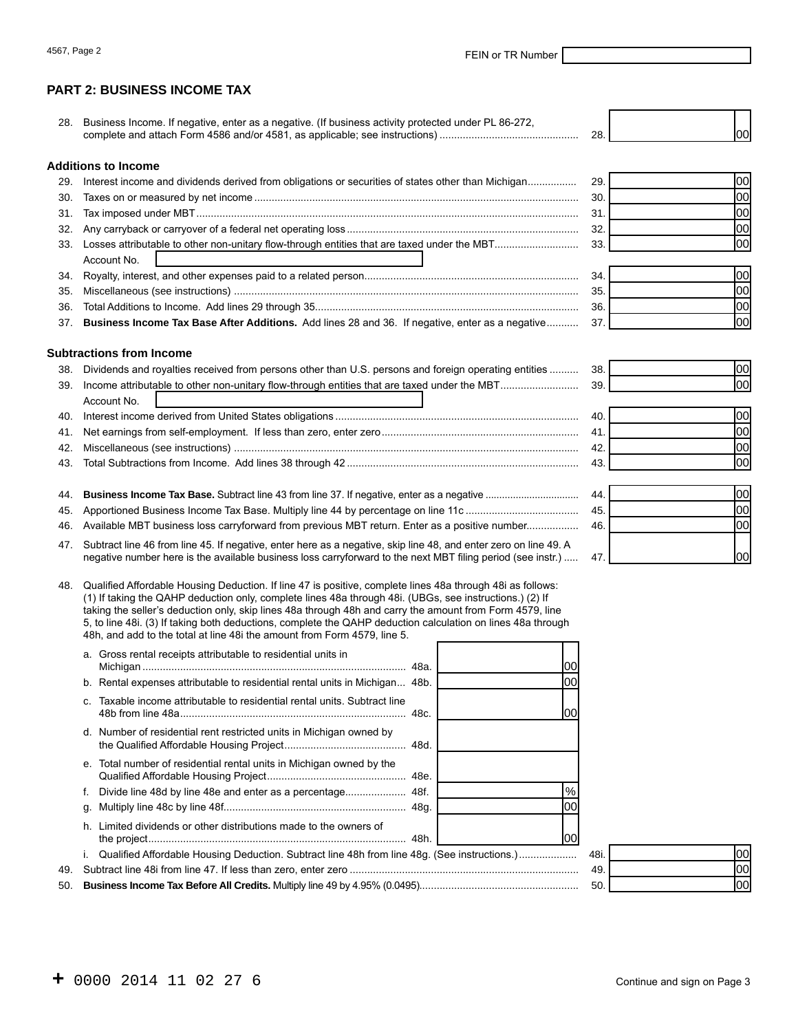4567, Page 2

FEIN or TR Number

## PART 2: BUSINESS INCOME TAX

| | | | |
|---|---|---|---|
| 28. | Business Income. If negative, enter as a negative. (If business activity protected under PL 86-272, complete and attach Form 4586 and/or 4581, as applicable; see instructions) | 28. | 00 |

### Additions to Income

| | | | |
|---|---|---|---|
| 29. | Interest income and dividends derived from obligations or securities of states other than Michigan | 29. | 00 |
| 30. | Taxes on or measured by net income | 30. | 00 |
| 31. | Tax imposed under MBT | 31. | 00 |
| 32. | Any carryback or carryover of a federal net operating loss | 32. | 00 |
| 33. | Losses attributable to other non-unitary flow-through entities that are taxed under the MBT<br>Account No. | 33. | 00 |
| 34. | Royalty, interest, and other expenses paid to a related person | 34. | 00 |
| 35. | Miscellaneous (see instructions) | 35. | 00 |
| 36. | Total Additions to Income. Add lines 29 through 35 | 36. | 00 |
| 37. | **Business Income Tax Base After Additions.** Add lines 28 and 36. If negative, enter as a negative | 37. | 00 |

### Subtractions from Income

| | | | |
|---|---|---|---|
| 38. | Dividends and royalties received from persons other than U.S. persons and foreign operating entities | 38. | 00 |
| 39. | Income attributable to other non-unitary flow-through entities that are taxed under the MBT<br>Account No. | 39. | 00 |
| 40. | Interest income derived from United States obligations | 40. | 00 |
| 41. | Net earnings from self-employment. If less than zero, enter zero | 41. | 00 |
| 42. | Miscellaneous (see instructions) | 42. | 00 |
| 43. | Total Subtractions from Income. Add lines 38 through 42 | 43. | 00 |
| 44. | **Business Income Tax Base.** Subtract line 43 from line 37. If negative, enter as a negative | 44. | 00 |
| 45. | Apportioned Business Income Tax Base. Multiply line 44 by percentage on line 11c | 45. | 00 |
| 46. | Available MBT business loss carryforward from previous MBT return. Enter as a positive number | 46. | 00 |
| 47. | Subtract line 46 from line 45. If negative, enter here as a negative, skip line 48, and enter zero on line 49. A negative number here is the available business loss carryforward to the next MBT filing period (see instr.) | 47. | 00 |

48. Qualified Affordable Housing Deduction. If line 47 is positive, complete lines 48a through 48i as follows: (1) If taking the QAHP deduction only, complete lines 48a through 48i. (UBGs, see instructions.) (2) If taking the seller's deduction only, skip lines 48a through 48h and carry the amount from Form 4579, line 5, to line 48i. (3) If taking both deductions, complete the QAHP deduction calculation on lines 48a through 48h, and add to the total at line 48i the amount from Form 4579, line 5.

| | | | |
|---|---|---|---|
| a. | Gross rental receipts attributable to residential units in Michigan | 48a. | 00 |
| b. | Rental expenses attributable to residential rental units in Michigan | 48b. | 00 |
| c. | Taxable income attributable to residential rental units. Subtract line 48b from line 48a | 48c. | 00 |
| d. | Number of residential rent restricted units in Michigan owned by the Qualified Affordable Housing Project | 48d. | |
| e. | Total number of residential rental units in Michigan owned by the Qualified Affordable Housing Project | 48e. | |
| f. | Divide line 48d by line 48e and enter as a percentage | 48f. | % |
| g. | Multiply line 48c by line 48f | 48g. | 00 |
| h. | Limited dividends or other distributions made to the owners of the project | 48h. | 00 |

| | | | |
|---|---|---|---|
| i. | Qualified Affordable Housing Deduction. Subtract line 48h from line 48g. (See instructions.) | 48i. | 00 |
| 49. | Subtract line 48i from line 47. If less than zero, enter zero | 49. | 00 |
| 50. | **Business Income Tax Before All Credits.** Multiply line 49 by 4.95% (0.0495) | 50. | 00 |

+ 0000 2014 11 02 27 6

Continue and sign on Page 3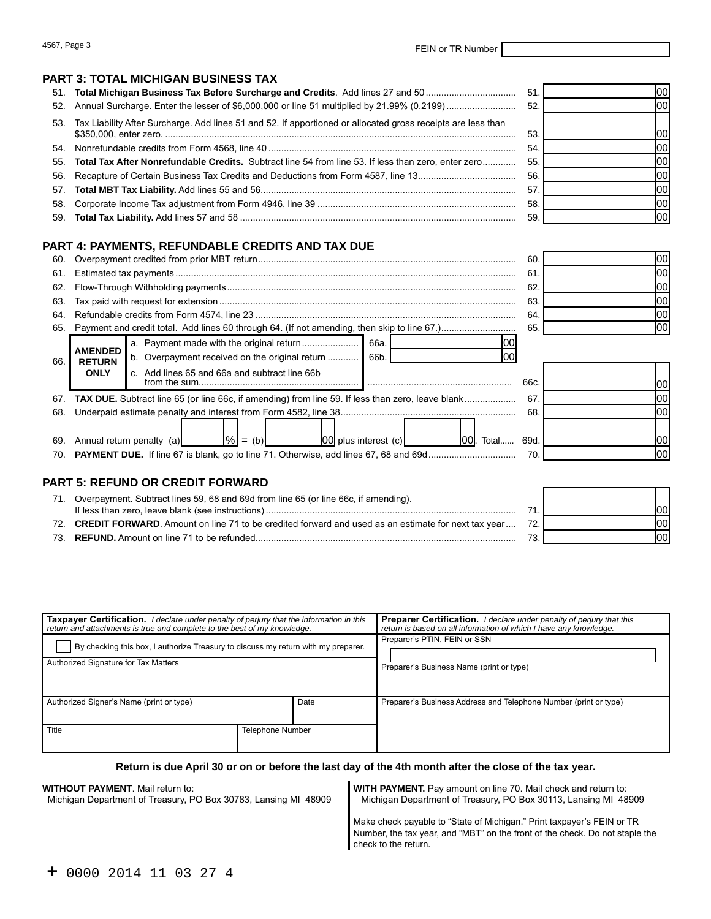FEIN or TR Number

## PART 3: TOTAL MICHIGAN BUSINESS TAX

| | | | |
|---|---|---|---|
| 51. | **Total Michigan Business Tax Before Surcharge and Credits**. Add lines 27 and 50 | 51. | 00 |
| 52. | Annual Surcharge. Enter the lesser of $6,000,000 or line 51 multiplied by 21.99% (0.2199) | 52. | 00 |
| 53. | Tax Liability After Surcharge. Add lines 51 and 52. If apportioned or allocated gross receipts are less than $350,000, enter zero. | 53. | 00 |
| 54. | Nonrefundable credits from Form 4568, line 40 | 54. | 00 |
| 55. | **Total Tax After Nonrefundable Credits.** Subtract line 54 from line 53. If less than zero, enter zero | 55. | 00 |
| 56. | Recapture of Certain Business Tax Credits and Deductions from Form 4587, line 13 | 56. | 00 |
| 57. | **Total MBT Tax Liability.** Add lines 55 and 56 | 57. | 00 |
| 58. | Corporate Income Tax adjustment from Form 4946, line 39 | 58. | 00 |
| 59. | **Total Tax Liability.** Add lines 57 and 58 | 59. | 00 |

## PART 4: PAYMENTS, REFUNDABLE CREDITS AND TAX DUE

| | | | |
|---|---|---|---|
| 60. | Overpayment credited from prior MBT return | 60. | 00 |
| 61. | Estimated tax payments | 61. | 00 |
| 62. | Flow-Through Withholding payments | 62. | 00 |
| 63. | Tax paid with request for extension | 63. | 00 |
| 64. | Refundable credits from Form 4574, line 23 | 64. | 00 |
| 65. | Payment and credit total. Add lines 60 through 64. (If not amending, then skip to line 67.) | 65. | 00 |
| 66. | **AMENDED RETURN ONLY** a. Payment made with the original return — 66a. 00 | | |
| | b. Overpayment received on the original return — 66b. 00 | | |
| | c. Add lines 65 and 66a and subtract line 66b from the sum | 66c. | 00 |
| 67. | **TAX DUE.** Subtract line 65 (or line 66c, if amending) from line 59. If less than zero, leave blank | 67. | 00 |
| 68. | Underpaid estimate penalty and interest from Form 4582, line 38 | 68. | 00 |
| 69. | Annual return penalty (a) ____ % = (b) ____ 00 plus interest (c) ____ 00. Total | 69d. | 00 |
| 70. | **PAYMENT DUE.** If line 67 is blank, go to line 71. Otherwise, add lines 67, 68 and 69d | 70. | 00 |

## PART 5: REFUND OR CREDIT FORWARD

| | | | |
|---|---|---|---|
| 71. | Overpayment. Subtract lines 59, 68 and 69d from line 65 (or line 66c, if amending). If less than zero, leave blank (see instructions) | 71. | 00 |
| 72. | **CREDIT FORWARD**. Amount on line 71 to be credited forward and used as an estimate for next tax year | 72. | 00 |
| 73. | **REFUND.** Amount on line 71 to be refunded | 73. | 00 |

**Taxpayer Certification.** *I declare under penalty of perjury that the information in this return and attachments is true and complete to the best of my knowledge.*

☐ By checking this box, I authorize Treasury to discuss my return with my preparer.

Authorized Signature for Tax Matters

Authorized Signer's Name (print or type) | Date

Title | Telephone Number

**Preparer Certification.** *I declare under penalty of perjury that this return is based on all information of which I have any knowledge.*

Preparer's PTIN, FEIN or SSN

Preparer's Business Name (print or type)

Preparer's Business Address and Telephone Number (print or type)

**Return is due April 30 or on or before the last day of the 4th month after the close of the tax year.**

**WITHOUT PAYMENT**. Mail return to:
Michigan Department of Treasury, PO Box 30783, Lansing MI 48909

**WITH PAYMENT.** Pay amount on line 70. Mail check and return to:
Michigan Department of Treasury, PO Box 30113, Lansing MI 48909

Make check payable to "State of Michigan." Print taxpayer's FEIN or TR Number, the tax year, and "MBT" on the front of the check. Do not staple the check to the return.

+ 0000 2014 11 03 27 4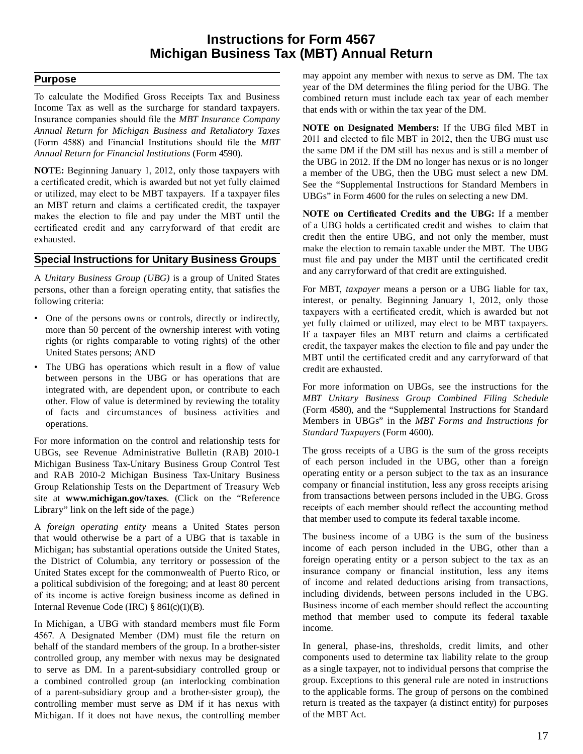# Instructions for Form 4567
# Michigan Business Tax (MBT) Annual Return

## Purpose

To calculate the Modified Gross Receipts Tax and Business Income Tax as well as the surcharge for standard taxpayers. Insurance companies should file the *MBT Insurance Company Annual Return for Michigan Business and Retaliatory Taxes* (Form 4588) and Financial Institutions should file the *MBT Annual Return for Financial Institutions* (Form 4590).

**NOTE:** Beginning January 1, 2012, only those taxpayers with a certificated credit, which is awarded but not yet fully claimed or utilized, may elect to be MBT taxpayers. If a taxpayer files an MBT return and claims a certificated credit, the taxpayer makes the election to file and pay under the MBT until the certificated credit and any carryforward of that credit are exhausted.

## Special Instructions for Unitary Business Groups

A *Unitary Business Group (UBG)* is a group of United States persons, other than a foreign operating entity, that satisfies the following criteria:

- One of the persons owns or controls, directly or indirectly, more than 50 percent of the ownership interest with voting rights (or rights comparable to voting rights) of the other United States persons; AND
- The UBG has operations which result in a flow of value between persons in the UBG or has operations that are integrated with, are dependent upon, or contribute to each other. Flow of value is determined by reviewing the totality of facts and circumstances of business activities and operations.

For more information on the control and relationship tests for UBGs, see Revenue Administrative Bulletin (RAB) 2010-1 Michigan Business Tax-Unitary Business Group Control Test and RAB 2010-2 Michigan Business Tax-Unitary Business Group Relationship Tests on the Department of Treasury Web site at **www.michigan.gov/taxes**. (Click on the "Reference Library" link on the left side of the page.)

A *foreign operating entity* means a United States person that would otherwise be a part of a UBG that is taxable in Michigan; has substantial operations outside the United States, the District of Columbia, any territory or possession of the United States except for the commonwealth of Puerto Rico, or a political subdivision of the foregoing; and at least 80 percent of its income is active foreign business income as defined in Internal Revenue Code (IRC) § 861(c)(1)(B).

In Michigan, a UBG with standard members must file Form 4567. A Designated Member (DM) must file the return on behalf of the standard members of the group. In a brother-sister controlled group, any member with nexus may be designated to serve as DM. In a parent-subsidiary controlled group or a combined controlled group (an interlocking combination of a parent-subsidiary group and a brother-sister group), the controlling member must serve as DM if it has nexus with Michigan. If it does not have nexus, the controlling member may appoint any member with nexus to serve as DM. The tax year of the DM determines the filing period for the UBG. The combined return must include each tax year of each member that ends with or within the tax year of the DM.

**NOTE on Designated Members:** If the UBG filed MBT in 2011 and elected to file MBT in 2012, then the UBG must use the same DM if the DM still has nexus and is still a member of the UBG in 2012. If the DM no longer has nexus or is no longer a member of the UBG, then the UBG must select a new DM. See the "Supplemental Instructions for Standard Members in UBGs" in Form 4600 for the rules on selecting a new DM.

**NOTE on Certificated Credits and the UBG:** If a member of a UBG holds a certificated credit and wishes to claim that credit then the entire UBG, and not only the member, must make the election to remain taxable under the MBT. The UBG must file and pay under the MBT until the certificated credit and any carryforward of that credit are extinguished.

For MBT, *taxpayer* means a person or a UBG liable for tax, interest, or penalty. Beginning January 1, 2012, only those taxpayers with a certificated credit, which is awarded but not yet fully claimed or utilized, may elect to be MBT taxpayers. If a taxpayer files an MBT return and claims a certificated credit, the taxpayer makes the election to file and pay under the MBT until the certificated credit and any carryforward of that credit are exhausted.

For more information on UBGs, see the instructions for the *MBT Unitary Business Group Combined Filing Schedule* (Form 4580), and the "Supplemental Instructions for Standard Members in UBGs" in the *MBT Forms and Instructions for Standard Taxpayers* (Form 4600).

The gross receipts of a UBG is the sum of the gross receipts of each person included in the UBG, other than a foreign operating entity or a person subject to the tax as an insurance company or financial institution, less any gross receipts arising from transactions between persons included in the UBG. Gross receipts of each member should reflect the accounting method that member used to compute its federal taxable income.

The business income of a UBG is the sum of the business income of each person included in the UBG, other than a foreign operating entity or a person subject to the tax as an insurance company or financial institution, less any items of income and related deductions arising from transactions, including dividends, between persons included in the UBG. Business income of each member should reflect the accounting method that member used to compute its federal taxable income.

In general, phase-ins, thresholds, credit limits, and other components used to determine tax liability relate to the group as a single taxpayer, not to individual persons that comprise the group. Exceptions to this general rule are noted in instructions to the applicable forms. The group of persons on the combined return is treated as the taxpayer (a distinct entity) for purposes of the MBT Act.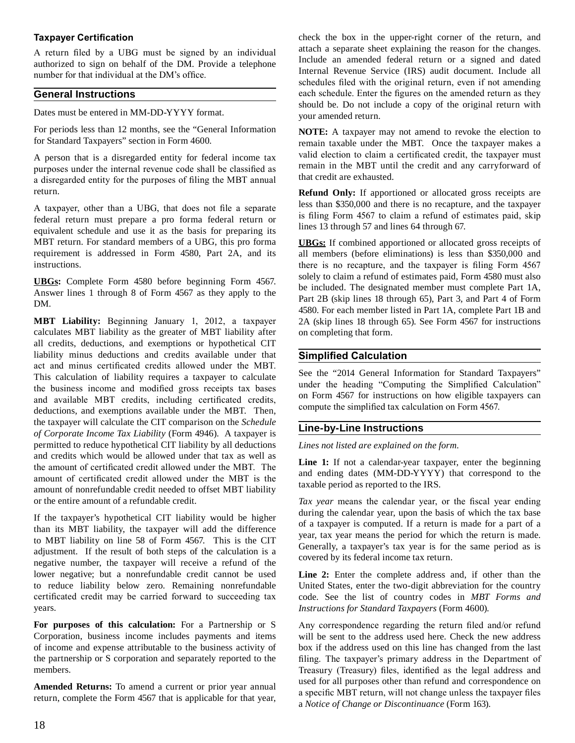### Taxpayer Certification

A return filed by a UBG must be signed by an individual authorized to sign on behalf of the DM. Provide a telephone number for that individual at the DM's office.

## General Instructions

Dates must be entered in MM-DD-YYYY format.

For periods less than 12 months, see the "General Information for Standard Taxpayers" section in Form 4600.

A person that is a disregarded entity for federal income tax purposes under the internal revenue code shall be classified as a disregarded entity for the purposes of filing the MBT annual return.

A taxpayer, other than a UBG, that does not file a separate federal return must prepare a pro forma federal return or equivalent schedule and use it as the basis for preparing its MBT return. For standard members of a UBG, this pro forma requirement is addressed in Form 4580, Part 2A, and its instructions.

**UBGs:** Complete Form 4580 before beginning Form 4567. Answer lines 1 through 8 of Form 4567 as they apply to the DM.

**MBT Liability:** Beginning January 1, 2012, a taxpayer calculates MBT liability as the greater of MBT liability after all credits, deductions, and exemptions or hypothetical CIT liability minus deductions and credits available under that act and minus certificated credits allowed under the MBT. This calculation of liability requires a taxpayer to calculate the business income and modified gross receipts tax bases and available MBT credits, including certificated credits, deductions, and exemptions available under the MBT. Then, the taxpayer will calculate the CIT comparison on the *Schedule of Corporate Income Tax Liability* (Form 4946). A taxpayer is permitted to reduce hypothetical CIT liability by all deductions and credits which would be allowed under that tax as well as the amount of certificated credit allowed under the MBT. The amount of certificated credit allowed under the MBT is the amount of nonrefundable credit needed to offset MBT liability or the entire amount of a refundable credit.

If the taxpayer's hypothetical CIT liability would be higher than its MBT liability, the taxpayer will add the difference to MBT liability on line 58 of Form 4567. This is the CIT adjustment. If the result of both steps of the calculation is a negative number, the taxpayer will receive a refund of the lower negative; but a nonrefundable credit cannot be used to reduce liability below zero. Remaining nonrefundable certificated credit may be carried forward to succeeding tax years.

**For purposes of this calculation:** For a Partnership or S Corporation, business income includes payments and items of income and expense attributable to the business activity of the partnership or S corporation and separately reported to the members.

**Amended Returns:** To amend a current or prior year annual return, complete the Form 4567 that is applicable for that year, check the box in the upper-right corner of the return, and attach a separate sheet explaining the reason for the changes. Include an amended federal return or a signed and dated Internal Revenue Service (IRS) audit document. Include all schedules filed with the original return, even if not amending each schedule. Enter the figures on the amended return as they should be. Do not include a copy of the original return with your amended return.

**NOTE:** A taxpayer may not amend to revoke the election to remain taxable under the MBT. Once the taxpayer makes a valid election to claim a certificated credit, the taxpayer must remain in the MBT until the credit and any carryforward of that credit are exhausted.

**Refund Only:** If apportioned or allocated gross receipts are less than $350,000 and there is no recapture, and the taxpayer is filing Form 4567 to claim a refund of estimates paid, skip lines 13 through 57 and lines 64 through 67.

**UBGs:** If combined apportioned or allocated gross receipts of all members (before eliminations) is less than $350,000 and there is no recapture, and the taxpayer is filing Form 4567 solely to claim a refund of estimates paid, Form 4580 must also be included. The designated member must complete Part 1A, Part 2B (skip lines 18 through 65), Part 3, and Part 4 of Form 4580. For each member listed in Part 1A, complete Part 1B and 2A (skip lines 18 through 65). See Form 4567 for instructions on completing that form.

## Simplified Calculation

See the "2014 General Information for Standard Taxpayers" under the heading "Computing the Simplified Calculation" on Form 4567 for instructions on how eligible taxpayers can compute the simplified tax calculation on Form 4567.

## Line-by-Line Instructions

*Lines not listed are explained on the form.*

**Line 1:** If not a calendar-year taxpayer, enter the beginning and ending dates (MM-DD-YYYY) that correspond to the taxable period as reported to the IRS.

*Tax year* means the calendar year, or the fiscal year ending during the calendar year, upon the basis of which the tax base of a taxpayer is computed. If a return is made for a part of a year, tax year means the period for which the return is made. Generally, a taxpayer's tax year is for the same period as is covered by its federal income tax return.

**Line 2:** Enter the complete address and, if other than the United States, enter the two-digit abbreviation for the country code. See the list of country codes in *MBT Forms and Instructions for Standard Taxpayers* (Form 4600).

Any correspondence regarding the return filed and/or refund will be sent to the address used here. Check the new address box if the address used on this line has changed from the last filing. The taxpayer's primary address in the Department of Treasury (Treasury) files, identified as the legal address and used for all purposes other than refund and correspondence on a specific MBT return, will not change unless the taxpayer files a *Notice of Change or Discontinuance* (Form 163).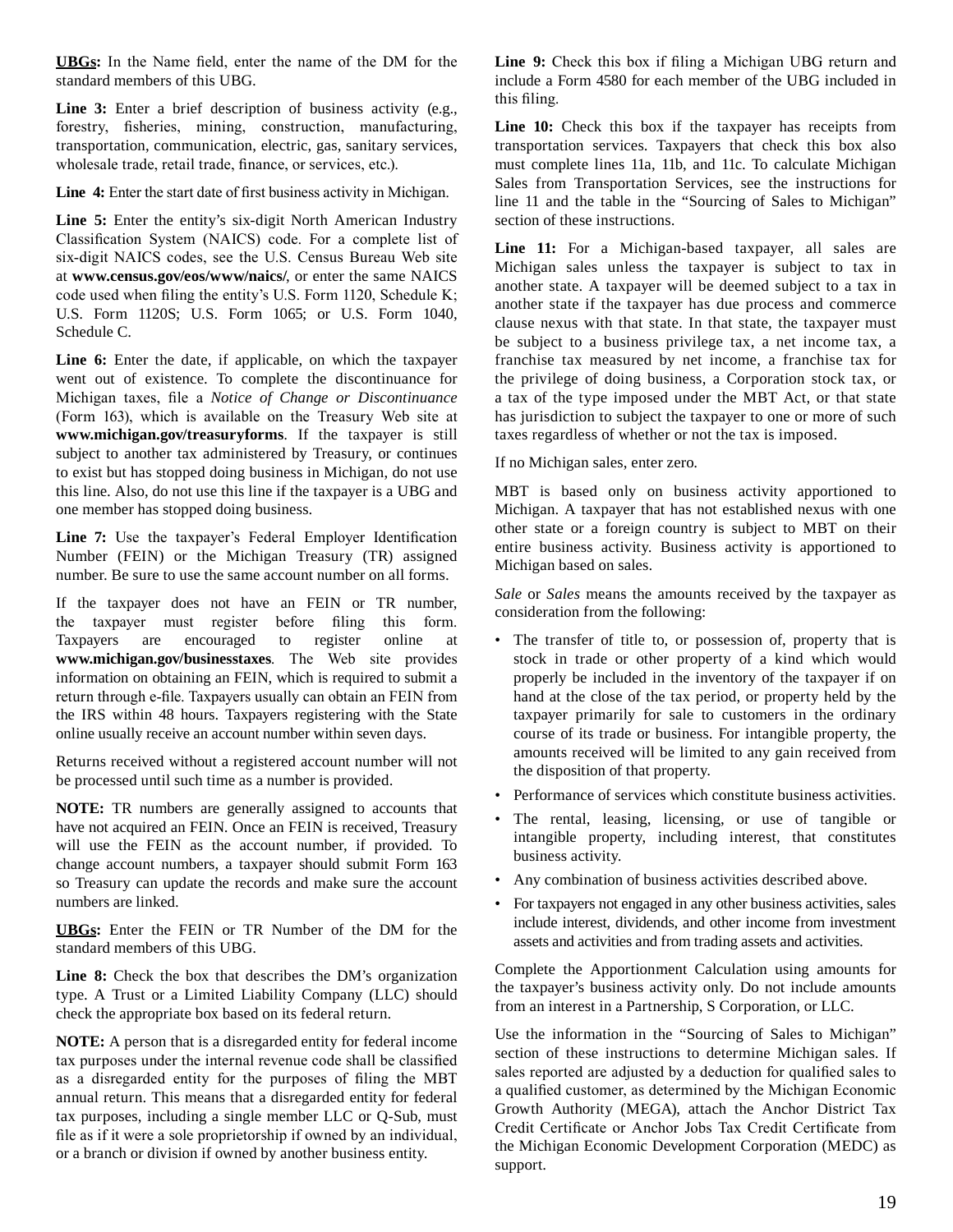**UBGs:** In the Name field, enter the name of the DM for the standard members of this UBG.

**Line 3:** Enter a brief description of business activity (e.g., forestry, fisheries, mining, construction, manufacturing, transportation, communication, electric, gas, sanitary services, wholesale trade, retail trade, finance, or services, etc.).

**Line 4:** Enter the start date of first business activity in Michigan.

**Line 5:** Enter the entity's six-digit North American Industry Classification System (NAICS) code. For a complete list of six-digit NAICS codes, see the U.S. Census Bureau Web site at **www.census.gov/eos/www/naics/**, or enter the same NAICS code used when filing the entity's U.S. Form 1120, Schedule K; U.S. Form 1120S; U.S. Form 1065; or U.S. Form 1040, Schedule C.

**Line 6:** Enter the date, if applicable, on which the taxpayer went out of existence. To complete the discontinuance for Michigan taxes, file a *Notice of Change or Discontinuance* (Form 163), which is available on the Treasury Web site at **www.michigan.gov/treasuryforms**. If the taxpayer is still subject to another tax administered by Treasury, or continues to exist but has stopped doing business in Michigan, do not use this line. Also, do not use this line if the taxpayer is a UBG and one member has stopped doing business.

**Line 7:** Use the taxpayer's Federal Employer Identification Number (FEIN) or the Michigan Treasury (TR) assigned number. Be sure to use the same account number on all forms.

If the taxpayer does not have an FEIN or TR number, the taxpayer must register before filing this form. Taxpayers are encouraged to register online at **www.michigan.gov/businesstaxes**. The Web site provides information on obtaining an FEIN, which is required to submit a return through e-file. Taxpayers usually can obtain an FEIN from the IRS within 48 hours. Taxpayers registering with the State online usually receive an account number within seven days.

Returns received without a registered account number will not be processed until such time as a number is provided.

**NOTE:** TR numbers are generally assigned to accounts that have not acquired an FEIN. Once an FEIN is received, Treasury will use the FEIN as the account number, if provided. To change account numbers, a taxpayer should submit Form 163 so Treasury can update the records and make sure the account numbers are linked.

**UBGs:** Enter the FEIN or TR Number of the DM for the standard members of this UBG.

**Line 8:** Check the box that describes the DM's organization type. A Trust or a Limited Liability Company (LLC) should check the appropriate box based on its federal return.

**NOTE:** A person that is a disregarded entity for federal income tax purposes under the internal revenue code shall be classified as a disregarded entity for the purposes of filing the MBT annual return. This means that a disregarded entity for federal tax purposes, including a single member LLC or Q-Sub, must file as if it were a sole proprietorship if owned by an individual, or a branch or division if owned by another business entity.

**Line 9:** Check this box if filing a Michigan UBG return and include a Form 4580 for each member of the UBG included in this filing.

**Line 10:** Check this box if the taxpayer has receipts from transportation services. Taxpayers that check this box also must complete lines 11a, 11b, and 11c. To calculate Michigan Sales from Transportation Services, see the instructions for line 11 and the table in the "Sourcing of Sales to Michigan" section of these instructions.

**Line 11:** For a Michigan-based taxpayer, all sales are Michigan sales unless the taxpayer is subject to tax in another state. A taxpayer will be deemed subject to a tax in another state if the taxpayer has due process and commerce clause nexus with that state. In that state, the taxpayer must be subject to a business privilege tax, a net income tax, a franchise tax measured by net income, a franchise tax for the privilege of doing business, a Corporation stock tax, or a tax of the type imposed under the MBT Act, or that state has jurisdiction to subject the taxpayer to one or more of such taxes regardless of whether or not the tax is imposed.

If no Michigan sales, enter zero.

MBT is based only on business activity apportioned to Michigan. A taxpayer that has not established nexus with one other state or a foreign country is subject to MBT on their entire business activity. Business activity is apportioned to Michigan based on sales.

*Sale* or *Sales* means the amounts received by the taxpayer as consideration from the following:

- The transfer of title to, or possession of, property that is stock in trade or other property of a kind which would properly be included in the inventory of the taxpayer if on hand at the close of the tax period, or property held by the taxpayer primarily for sale to customers in the ordinary course of its trade or business. For intangible property, the amounts received will be limited to any gain received from the disposition of that property.
- Performance of services which constitute business activities.
- The rental, leasing, licensing, or use of tangible or intangible property, including interest, that constitutes business activity.
- Any combination of business activities described above.
- For taxpayers not engaged in any other business activities, sales include interest, dividends, and other income from investment assets and activities and from trading assets and activities.

Complete the Apportionment Calculation using amounts for the taxpayer's business activity only. Do not include amounts from an interest in a Partnership, S Corporation, or LLC.

Use the information in the "Sourcing of Sales to Michigan" section of these instructions to determine Michigan sales. If sales reported are adjusted by a deduction for qualified sales to a qualified customer, as determined by the Michigan Economic Growth Authority (MEGA), attach the Anchor District Tax Credit Certificate or Anchor Jobs Tax Credit Certificate from the Michigan Economic Development Corporation (MEDC) as support.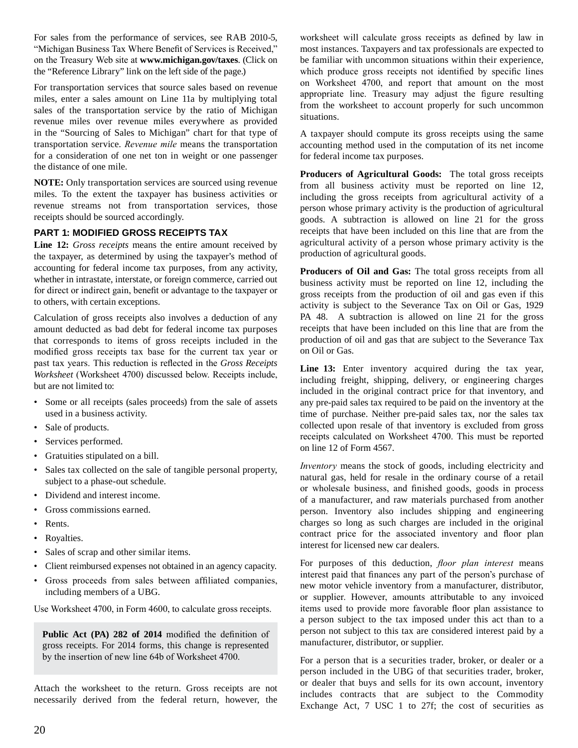For sales from the performance of services, see RAB 2010-5, "Michigan Business Tax Where Benefit of Services is Received," on the Treasury Web site at **www.michigan.gov/taxes**. (Click on the "Reference Library" link on the left side of the page.)

For transportation services that source sales based on revenue miles, enter a sales amount on Line 11a by multiplying total sales of the transportation service by the ratio of Michigan revenue miles over revenue miles everywhere as provided in the "Sourcing of Sales to Michigan" chart for that type of transportation service. *Revenue mile* means the transportation for a consideration of one net ton in weight or one passenger the distance of one mile.

**NOTE:** Only transportation services are sourced using revenue miles. To the extent the taxpayer has business activities or revenue streams not from transportation services, those receipts should be sourced accordingly.

## PART 1: MODIFIED GROSS RECEIPTS TAX

**Line 12:** *Gross receipts* means the entire amount received by the taxpayer, as determined by using the taxpayer's method of accounting for federal income tax purposes, from any activity, whether in intrastate, interstate, or foreign commerce, carried out for direct or indirect gain, benefit or advantage to the taxpayer or to others, with certain exceptions.

Calculation of gross receipts also involves a deduction of any amount deducted as bad debt for federal income tax purposes that corresponds to items of gross receipts included in the modified gross receipts tax base for the current tax year or past tax years. This reduction is reflected in the *Gross Receipts Worksheet* (Worksheet 4700) discussed below. Receipts include, but are not limited to:

- Some or all receipts (sales proceeds) from the sale of assets used in a business activity.
- Sale of products.
- Services performed.
- Gratuities stipulated on a bill.
- Sales tax collected on the sale of tangible personal property, subject to a phase-out schedule.
- Dividend and interest income.
- Gross commissions earned.
- Rents.
- Royalties.
- Sales of scrap and other similar items.
- Client reimbursed expenses not obtained in an agency capacity.
- Gross proceeds from sales between affiliated companies, including members of a UBG.

Use Worksheet 4700, in Form 4600, to calculate gross receipts.

> **Public Act (PA) 282 of 2014** modified the definition of gross receipts. For 2014 forms, this change is represented by the insertion of new line 64b of Worksheet 4700.

Attach the worksheet to the return. Gross receipts are not necessarily derived from the federal return, however, the worksheet will calculate gross receipts as defined by law in most instances. Taxpayers and tax professionals are expected to be familiar with uncommon situations within their experience, which produce gross receipts not identified by specific lines on Worksheet 4700, and report that amount on the most appropriate line. Treasury may adjust the figure resulting from the worksheet to account properly for such uncommon situations.

A taxpayer should compute its gross receipts using the same accounting method used in the computation of its net income for federal income tax purposes.

**Producers of Agricultural Goods:** The total gross receipts from all business activity must be reported on line 12, including the gross receipts from agricultural activity of a person whose primary activity is the production of agricultural goods. A subtraction is allowed on line 21 for the gross receipts that have been included on this line that are from the agricultural activity of a person whose primary activity is the production of agricultural goods.

**Producers of Oil and Gas:** The total gross receipts from all business activity must be reported on line 12, including the gross receipts from the production of oil and gas even if this activity is subject to the Severance Tax on Oil or Gas, 1929 PA 48. A subtraction is allowed on line 21 for the gross receipts that have been included on this line that are from the production of oil and gas that are subject to the Severance Tax on Oil or Gas.

**Line 13:** Enter inventory acquired during the tax year, including freight, shipping, delivery, or engineering charges included in the original contract price for that inventory, and any pre-paid sales tax required to be paid on the inventory at the time of purchase. Neither pre-paid sales tax, nor the sales tax collected upon resale of that inventory is excluded from gross receipts calculated on Worksheet 4700. This must be reported on line 12 of Form 4567.

*Inventory* means the stock of goods, including electricity and natural gas, held for resale in the ordinary course of a retail or wholesale business, and finished goods, goods in process of a manufacturer, and raw materials purchased from another person. Inventory also includes shipping and engineering charges so long as such charges are included in the original contract price for the associated inventory and floor plan interest for licensed new car dealers.

For purposes of this deduction, *floor plan interest* means interest paid that finances any part of the person's purchase of new motor vehicle inventory from a manufacturer, distributor, or supplier. However, amounts attributable to any invoiced items used to provide more favorable floor plan assistance to a person subject to the tax imposed under this act than to a person not subject to this tax are considered interest paid by a manufacturer, distributor, or supplier.

For a person that is a securities trader, broker, or dealer or a person included in the UBG of that securities trader, broker, or dealer that buys and sells for its own account, inventory includes contracts that are subject to the Commodity Exchange Act, 7 USC 1 to 27f; the cost of securities as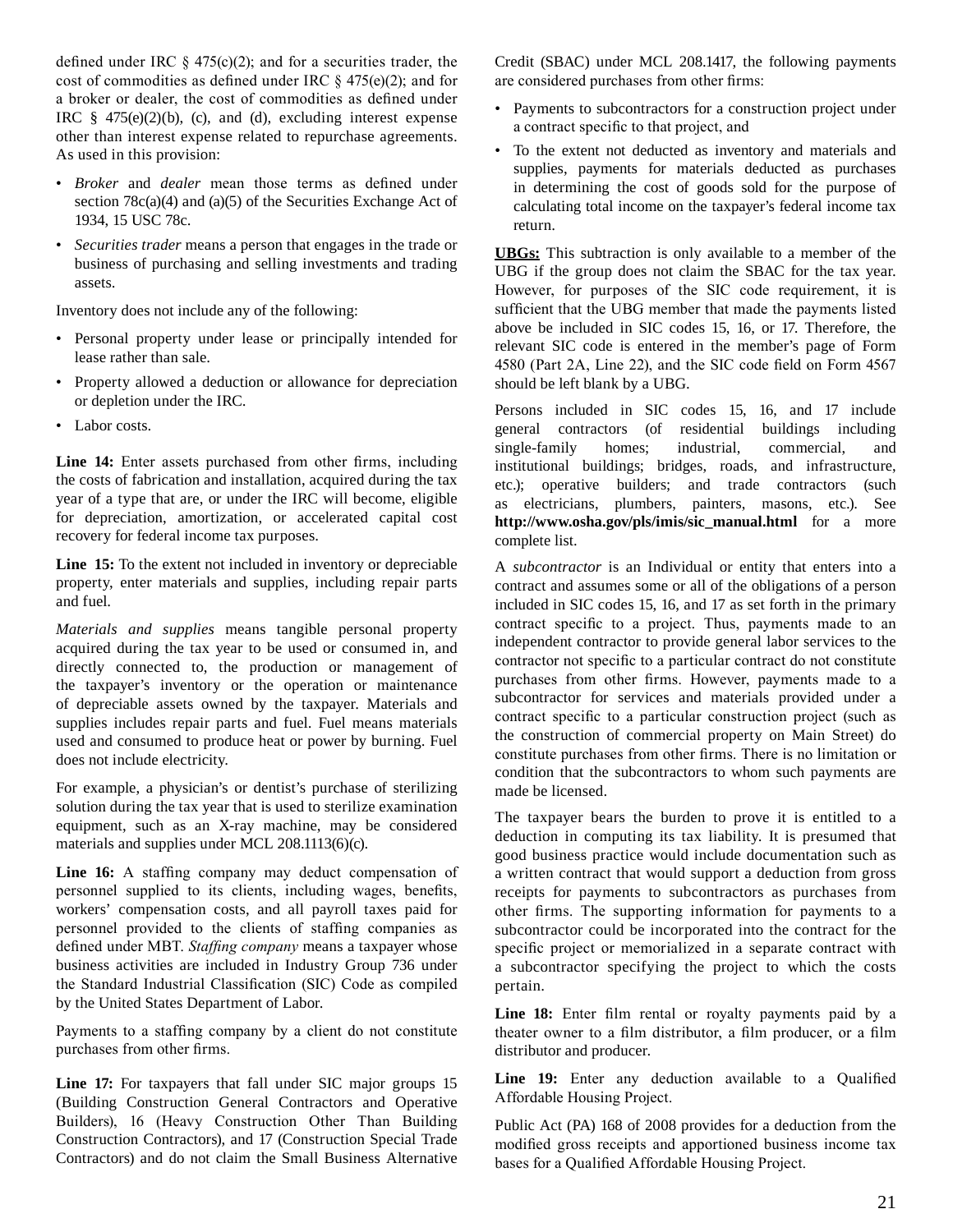defined under IRC § 475(c)(2); and for a securities trader, the cost of commodities as defined under IRC § 475(e)(2); and for a broker or dealer, the cost of commodities as defined under IRC § 475(e)(2)(b), (c), and (d), excluding interest expense other than interest expense related to repurchase agreements. As used in this provision:

- *Broker* and *dealer* mean those terms as defined under section 78c(a)(4) and (a)(5) of the Securities Exchange Act of 1934, 15 USC 78c.
- *Securities trader* means a person that engages in the trade or business of purchasing and selling investments and trading assets.

Inventory does not include any of the following:

- Personal property under lease or principally intended for lease rather than sale.
- Property allowed a deduction or allowance for depreciation or depletion under the IRC.
- Labor costs.

**Line 14:** Enter assets purchased from other firms, including the costs of fabrication and installation, acquired during the tax year of a type that are, or under the IRC will become, eligible for depreciation, amortization, or accelerated capital cost recovery for federal income tax purposes.

**Line 15:** To the extent not included in inventory or depreciable property, enter materials and supplies, including repair parts and fuel.

*Materials and supplies* means tangible personal property acquired during the tax year to be used or consumed in, and directly connected to, the production or management of the taxpayer's inventory or the operation or maintenance of depreciable assets owned by the taxpayer. Materials and supplies includes repair parts and fuel. Fuel means materials used and consumed to produce heat or power by burning. Fuel does not include electricity.

For example, a physician's or dentist's purchase of sterilizing solution during the tax year that is used to sterilize examination equipment, such as an X-ray machine, may be considered materials and supplies under MCL 208.1113(6)(c).

**Line 16:** A staffing company may deduct compensation of personnel supplied to its clients, including wages, benefits, workers' compensation costs, and all payroll taxes paid for personnel provided to the clients of staffing companies as defined under MBT. *Staffing company* means a taxpayer whose business activities are included in Industry Group 736 under the Standard Industrial Classification (SIC) Code as compiled by the United States Department of Labor.

Payments to a staffing company by a client do not constitute purchases from other firms.

**Line 17:** For taxpayers that fall under SIC major groups 15 (Building Construction General Contractors and Operative Builders), 16 (Heavy Construction Other Than Building Construction Contractors), and 17 (Construction Special Trade Contractors) and do not claim the Small Business Alternative Credit (SBAC) under MCL 208.1417, the following payments are considered purchases from other firms:

- Payments to subcontractors for a construction project under a contract specific to that project, and
- To the extent not deducted as inventory and materials and supplies, payments for materials deducted as purchases in determining the cost of goods sold for the purpose of calculating total income on the taxpayer's federal income tax return.

**UBGs:** This subtraction is only available to a member of the UBG if the group does not claim the SBAC for the tax year. However, for purposes of the SIC code requirement, it is sufficient that the UBG member that made the payments listed above be included in SIC codes 15, 16, or 17. Therefore, the relevant SIC code is entered in the member's page of Form 4580 (Part 2A, Line 22), and the SIC code field on Form 4567 should be left blank by a UBG.

Persons included in SIC codes 15, 16, and 17 include general contractors (of residential buildings including single-family homes; industrial, commercial, and institutional buildings; bridges, roads, and infrastructure, etc.); operative builders; and trade contractors (such as electricians, plumbers, painters, masons, etc.). See **http://www.osha.gov/pls/imis/sic_manual.html** for a more complete list.

A *subcontractor* is an Individual or entity that enters into a contract and assumes some or all of the obligations of a person included in SIC codes 15, 16, and 17 as set forth in the primary contract specific to a project. Thus, payments made to an independent contractor to provide general labor services to the contractor not specific to a particular contract do not constitute purchases from other firms. However, payments made to a subcontractor for services and materials provided under a contract specific to a particular construction project (such as the construction of commercial property on Main Street) do constitute purchases from other firms. There is no limitation or condition that the subcontractors to whom such payments are made be licensed.

The taxpayer bears the burden to prove it is entitled to a deduction in computing its tax liability. It is presumed that good business practice would include documentation such as a written contract that would support a deduction from gross receipts for payments to subcontractors as purchases from other firms. The supporting information for payments to a subcontractor could be incorporated into the contract for the specific project or memorialized in a separate contract with a subcontractor specifying the project to which the costs pertain.

**Line 18:** Enter film rental or royalty payments paid by a theater owner to a film distributor, a film producer, or a film distributor and producer.

**Line 19:** Enter any deduction available to a Qualified Affordable Housing Project.

Public Act (PA) 168 of 2008 provides for a deduction from the modified gross receipts and apportioned business income tax bases for a Qualified Affordable Housing Project.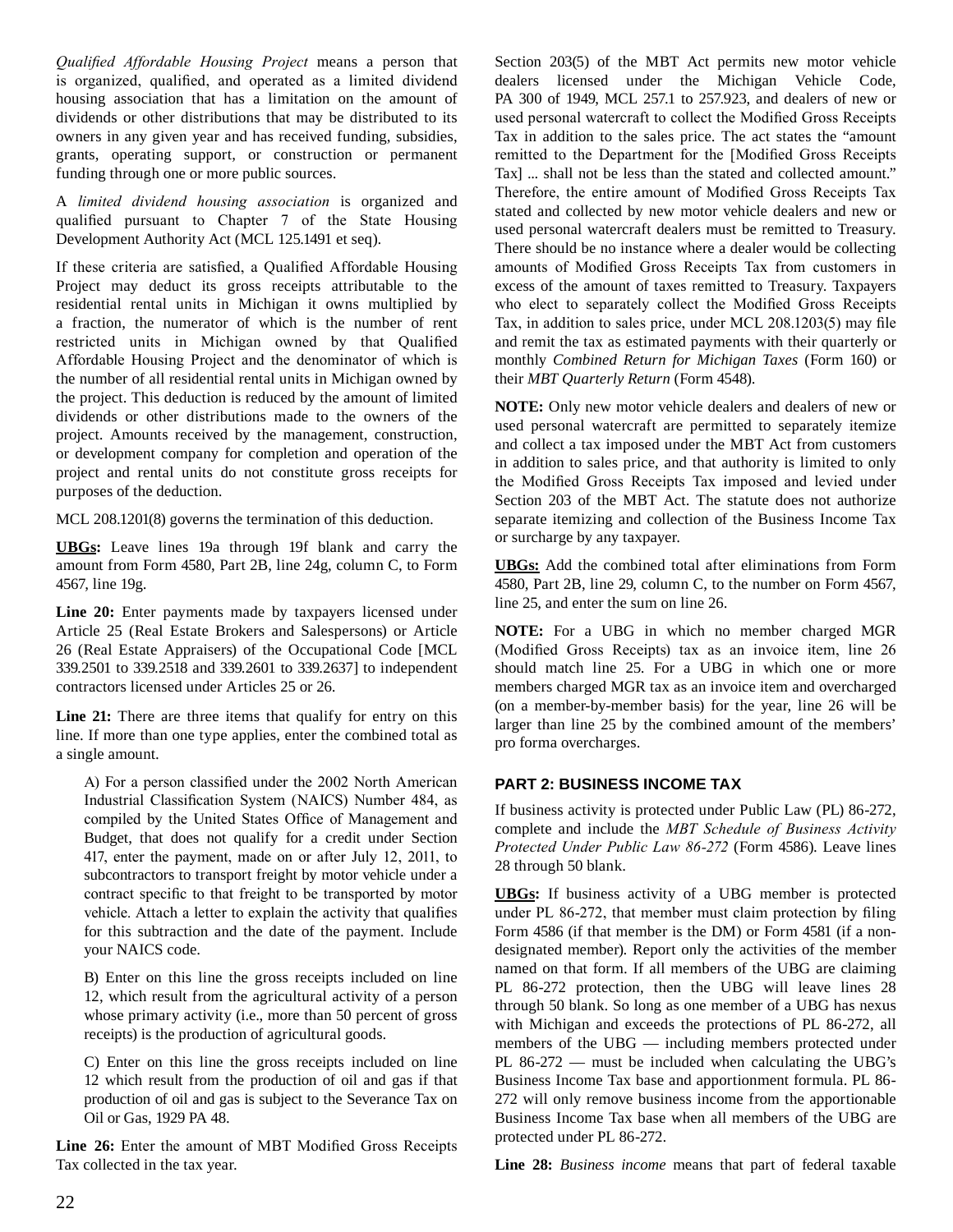*Qualified Affordable Housing Project* means a person that is organized, qualified, and operated as a limited dividend housing association that has a limitation on the amount of dividends or other distributions that may be distributed to its owners in any given year and has received funding, subsidies, grants, operating support, or construction or permanent funding through one or more public sources.

A *limited dividend housing association* is organized and qualified pursuant to Chapter 7 of the State Housing Development Authority Act (MCL 125.1491 et seq).

If these criteria are satisfied, a Qualified Affordable Housing Project may deduct its gross receipts attributable to the residential rental units in Michigan it owns multiplied by a fraction, the numerator of which is the number of rent restricted units in Michigan owned by that Qualified Affordable Housing Project and the denominator of which is the number of all residential rental units in Michigan owned by the project. This deduction is reduced by the amount of limited dividends or other distributions made to the owners of the project. Amounts received by the management, construction, or development company for completion and operation of the project and rental units do not constitute gross receipts for purposes of the deduction.

MCL 208.1201(8) governs the termination of this deduction.

**UBGs:** Leave lines 19a through 19f blank and carry the amount from Form 4580, Part 2B, line 24g, column C, to Form 4567, line 19g.

**Line 20:** Enter payments made by taxpayers licensed under Article 25 (Real Estate Brokers and Salespersons) or Article 26 (Real Estate Appraisers) of the Occupational Code [MCL 339.2501 to 339.2518 and 339.2601 to 339.2637] to independent contractors licensed under Articles 25 or 26.

**Line 21:** There are three items that qualify for entry on this line. If more than one type applies, enter the combined total as a single amount.

A) For a person classified under the 2002 North American Industrial Classification System (NAICS) Number 484, as compiled by the United States Office of Management and Budget, that does not qualify for a credit under Section 417, enter the payment, made on or after July 12, 2011, to subcontractors to transport freight by motor vehicle under a contract specific to that freight to be transported by motor vehicle. Attach a letter to explain the activity that qualifies for this subtraction and the date of the payment. Include your NAICS code.

B) Enter on this line the gross receipts included on line 12, which result from the agricultural activity of a person whose primary activity (i.e., more than 50 percent of gross receipts) is the production of agricultural goods.

C) Enter on this line the gross receipts included on line 12 which result from the production of oil and gas if that production of oil and gas is subject to the Severance Tax on Oil or Gas, 1929 PA 48.

**Line 26:** Enter the amount of MBT Modified Gross Receipts Tax collected in the tax year.

Section 203(5) of the MBT Act permits new motor vehicle dealers licensed under the Michigan Vehicle Code, PA 300 of 1949, MCL 257.1 to 257.923, and dealers of new or used personal watercraft to collect the Modified Gross Receipts Tax in addition to the sales price. The act states the "amount remitted to the Department for the [Modified Gross Receipts Tax] ... shall not be less than the stated and collected amount." Therefore, the entire amount of Modified Gross Receipts Tax stated and collected by new motor vehicle dealers and new or used personal watercraft dealers must be remitted to Treasury. There should be no instance where a dealer would be collecting amounts of Modified Gross Receipts Tax from customers in excess of the amount of taxes remitted to Treasury. Taxpayers who elect to separately collect the Modified Gross Receipts Tax, in addition to sales price, under MCL 208.1203(5) may file and remit the tax as estimated payments with their quarterly or monthly *Combined Return for Michigan Taxes* (Form 160) or their *MBT Quarterly Return* (Form 4548).

**NOTE:** Only new motor vehicle dealers and dealers of new or used personal watercraft are permitted to separately itemize and collect a tax imposed under the MBT Act from customers in addition to sales price, and that authority is limited to only the Modified Gross Receipts Tax imposed and levied under Section 203 of the MBT Act. The statute does not authorize separate itemizing and collection of the Business Income Tax or surcharge by any taxpayer.

**UBGs:** Add the combined total after eliminations from Form 4580, Part 2B, line 29, column C, to the number on Form 4567, line 25, and enter the sum on line 26.

**NOTE:** For a UBG in which no member charged MGR (Modified Gross Receipts) tax as an invoice item, line 26 should match line 25. For a UBG in which one or more members charged MGR tax as an invoice item and overcharged (on a member-by-member basis) for the year, line 26 will be larger than line 25 by the combined amount of the members' pro forma overcharges.

## PART 2: BUSINESS INCOME TAX

If business activity is protected under Public Law (PL) 86-272, complete and include the *MBT Schedule of Business Activity Protected Under Public Law 86-272* (Form 4586). Leave lines 28 through 50 blank.

**UBGs:** If business activity of a UBG member is protected under PL 86-272, that member must claim protection by filing Form 4586 (if that member is the DM) or Form 4581 (if a non-designated member). Report only the activities of the member named on that form. If all members of the UBG are claiming PL 86-272 protection, then the UBG will leave lines 28 through 50 blank. So long as one member of a UBG has nexus with Michigan and exceeds the protections of PL 86-272, all members of the UBG — including members protected under PL 86-272 — must be included when calculating the UBG's Business Income Tax base and apportionment formula. PL 86-272 will only remove business income from the apportionable Business Income Tax base when all members of the UBG are protected under PL 86-272.

**Line 28:** *Business income* means that part of federal taxable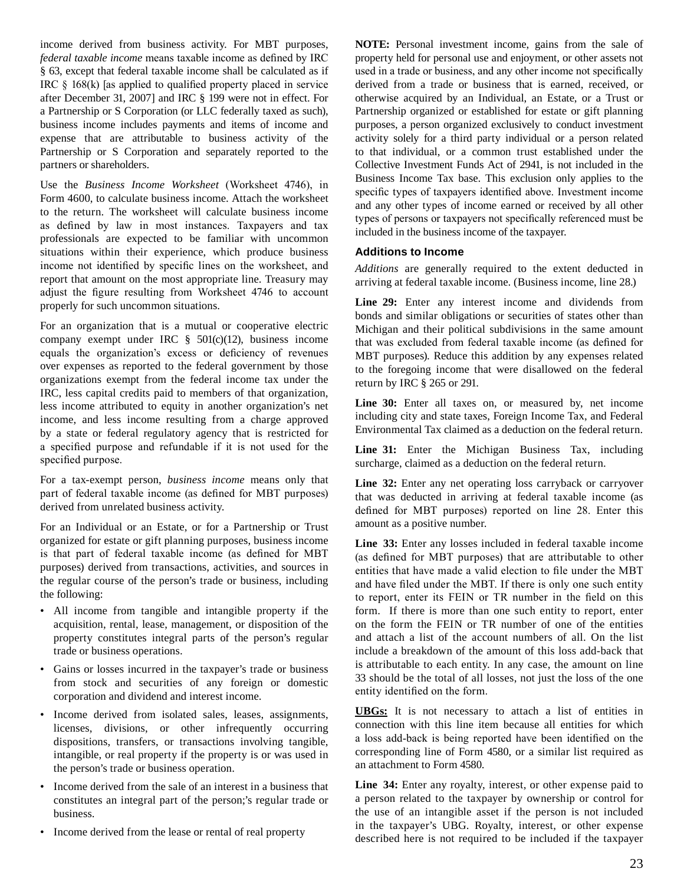income derived from business activity. For MBT purposes, *federal taxable income* means taxable income as defined by IRC § 63, except that federal taxable income shall be calculated as if IRC § 168(k) [as applied to qualified property placed in service after December 31, 2007] and IRC § 199 were not in effect. For a Partnership or S Corporation (or LLC federally taxed as such), business income includes payments and items of income and expense that are attributable to business activity of the Partnership or S Corporation and separately reported to the partners or shareholders.

Use the *Business Income Worksheet* (Worksheet 4746), in Form 4600, to calculate business income. Attach the worksheet to the return. The worksheet will calculate business income as defined by law in most instances. Taxpayers and tax professionals are expected to be familiar with uncommon situations within their experience, which produce business income not identified by specific lines on the worksheet, and report that amount on the most appropriate line. Treasury may adjust the figure resulting from Worksheet 4746 to account properly for such uncommon situations.

For an organization that is a mutual or cooperative electric company exempt under IRC § 501(c)(12), business income equals the organization's excess or deficiency of revenues over expenses as reported to the federal government by those organizations exempt from the federal income tax under the IRC, less capital credits paid to members of that organization, less income attributed to equity in another organization's net income, and less income resulting from a charge approved by a state or federal regulatory agency that is restricted for a specified purpose and refundable if it is not used for the specified purpose.

For a tax-exempt person, *business income* means only that part of federal taxable income (as defined for MBT purposes) derived from unrelated business activity.

For an Individual or an Estate, or for a Partnership or Trust organized for estate or gift planning purposes, business income is that part of federal taxable income (as defined for MBT purposes) derived from transactions, activities, and sources in the regular course of the person's trade or business, including the following:

- All income from tangible and intangible property if the acquisition, rental, lease, management, or disposition of the property constitutes integral parts of the person's regular trade or business operations.
- Gains or losses incurred in the taxpayer's trade or business from stock and securities of any foreign or domestic corporation and dividend and interest income.
- Income derived from isolated sales, leases, assignments, licenses, divisions, or other infrequently occurring dispositions, transfers, or transactions involving tangible, intangible, or real property if the property is or was used in the person's trade or business operation.
- Income derived from the sale of an interest in a business that constitutes an integral part of the person;'s regular trade or business.
- Income derived from the lease or rental of real property

**NOTE:** Personal investment income, gains from the sale of property held for personal use and enjoyment, or other assets not used in a trade or business, and any other income not specifically derived from a trade or business that is earned, received, or otherwise acquired by an Individual, an Estate, or a Trust or Partnership organized or established for estate or gift planning purposes, a person organized exclusively to conduct investment activity solely for a third party individual or a person related to that individual, or a common trust established under the Collective Investment Funds Act of 2941, is not included in the Business Income Tax base. This exclusion only applies to the specific types of taxpayers identified above. Investment income and any other types of income earned or received by all other types of persons or taxpayers not specifically referenced must be included in the business income of the taxpayer.

### Additions to Income

*Additions* are generally required to the extent deducted in arriving at federal taxable income. (Business income, line 28.)

**Line 29:** Enter any interest income and dividends from bonds and similar obligations or securities of states other than Michigan and their political subdivisions in the same amount that was excluded from federal taxable income (as defined for MBT purposes). Reduce this addition by any expenses related to the foregoing income that were disallowed on the federal return by IRC § 265 or 291.

**Line 30:** Enter all taxes on, or measured by, net income including city and state taxes, Foreign Income Tax, and Federal Environmental Tax claimed as a deduction on the federal return.

**Line 31:** Enter the Michigan Business Tax, including surcharge, claimed as a deduction on the federal return.

**Line 32:** Enter any net operating loss carryback or carryover that was deducted in arriving at federal taxable income (as defined for MBT purposes) reported on line 28. Enter this amount as a positive number.

**Line 33:** Enter any losses included in federal taxable income (as defined for MBT purposes) that are attributable to other entities that have made a valid election to file under the MBT and have filed under the MBT. If there is only one such entity to report, enter its FEIN or TR number in the field on this form. If there is more than one such entity to report, enter on the form the FEIN or TR number of one of the entities and attach a list of the account numbers of all. On the list include a breakdown of the amount of this loss add-back that is attributable to each entity. In any case, the amount on line 33 should be the total of all losses, not just the loss of the one entity identified on the form.

**UBGs:** It is not necessary to attach a list of entities in connection with this line item because all entities for which a loss add-back is being reported have been identified on the corresponding line of Form 4580, or a similar list required as an attachment to Form 4580.

**Line 34:** Enter any royalty, interest, or other expense paid to a person related to the taxpayer by ownership or control for the use of an intangible asset if the person is not included in the taxpayer's UBG. Royalty, interest, or other expense described here is not required to be included if the taxpayer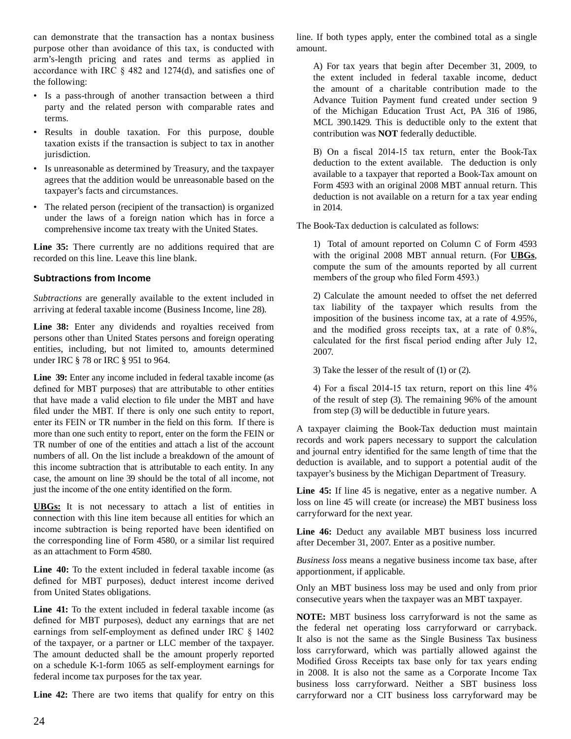can demonstrate that the transaction has a nontax business purpose other than avoidance of this tax, is conducted with arm's-length pricing and rates and terms as applied in accordance with IRC § 482 and 1274(d), and satisfies one of the following:

- Is a pass-through of another transaction between a third party and the related person with comparable rates and terms.
- Results in double taxation. For this purpose, double taxation exists if the transaction is subject to tax in another jurisdiction.
- Is unreasonable as determined by Treasury, and the taxpayer agrees that the addition would be unreasonable based on the taxpayer's facts and circumstances.
- The related person (recipient of the transaction) is organized under the laws of a foreign nation which has in force a comprehensive income tax treaty with the United States.

**Line 35:** There currently are no additions required that are recorded on this line. Leave this line blank.

### Subtractions from Income

*Subtractions* are generally available to the extent included in arriving at federal taxable income (Business Income, line 28).

**Line 38:** Enter any dividends and royalties received from persons other than United States persons and foreign operating entities, including, but not limited to, amounts determined under IRC § 78 or IRC § 951 to 964.

**Line 39:** Enter any income included in federal taxable income (as defined for MBT purposes) that are attributable to other entities that have made a valid election to file under the MBT and have filed under the MBT. If there is only one such entity to report, enter its FEIN or TR number in the field on this form. If there is more than one such entity to report, enter on the form the FEIN or TR number of one of the entities and attach a list of the account numbers of all. On the list include a breakdown of the amount of this income subtraction that is attributable to each entity. In any case, the amount on line 39 should be the total of all income, not just the income of the one entity identified on the form.

**UBGs:** It is not necessary to attach a list of entities in connection with this line item because all entities for which an income subtraction is being reported have been identified on the corresponding line of Form 4580, or a similar list required as an attachment to Form 4580.

**Line 40:** To the extent included in federal taxable income (as defined for MBT purposes), deduct interest income derived from United States obligations.

**Line 41:** To the extent included in federal taxable income (as defined for MBT purposes), deduct any earnings that are net earnings from self-employment as defined under IRC § 1402 of the taxpayer, or a partner or LLC member of the taxpayer. The amount deducted shall be the amount properly reported on a schedule K-1-form 1065 as self-employment earnings for federal income tax purposes for the tax year.

**Line 42:** There are two items that qualify for entry on this line. If both types apply, enter the combined total as a single amount.

A) For tax years that begin after December 31, 2009, to the extent included in federal taxable income, deduct the amount of a charitable contribution made to the Advance Tuition Payment fund created under section 9 of the Michigan Education Trust Act, PA 316 of 1986, MCL 390.1429. This is deductible only to the extent that contribution was **NOT** federally deductible.

B) On a fiscal 2014-15 tax return, enter the Book-Tax deduction to the extent available. The deduction is only available to a taxpayer that reported a Book-Tax amount on Form 4593 with an original 2008 MBT annual return. This deduction is not available on a return for a tax year ending in 2014.

The Book-Tax deduction is calculated as follows:

1) Total of amount reported on Column C of Form 4593 with the original 2008 MBT annual return. (For **UBGs**, compute the sum of the amounts reported by all current members of the group who filed Form 4593.)

2) Calculate the amount needed to offset the net deferred tax liability of the taxpayer which results from the imposition of the business income tax, at a rate of 4.95%, and the modified gross receipts tax, at a rate of 0.8%, calculated for the first fiscal period ending after July 12, 2007.

3) Take the lesser of the result of (1) or (2).

4) For a fiscal 2014-15 tax return, report on this line 4% of the result of step (3). The remaining 96% of the amount from step (3) will be deductible in future years.

A taxpayer claiming the Book-Tax deduction must maintain records and work papers necessary to support the calculation and journal entry identified for the same length of time that the deduction is available, and to support a potential audit of the taxpayer's business by the Michigan Department of Treasury.

**Line 45:** If line 45 is negative, enter as a negative number. A loss on line 45 will create (or increase) the MBT business loss carryforward for the next year.

**Line 46:** Deduct any available MBT business loss incurred after December 31, 2007. Enter as a positive number.

*Business loss* means a negative business income tax base, after apportionment, if applicable.

Only an MBT business loss may be used and only from prior consecutive years when the taxpayer was an MBT taxpayer.

**NOTE:** MBT business loss carryforward is not the same as the federal net operating loss carryforward or carryback. It also is not the same as the Single Business Tax business loss carryforward, which was partially allowed against the Modified Gross Receipts tax base only for tax years ending in 2008. It is also not the same as a Corporate Income Tax business loss carryforward. Neither a SBT business loss carryforward nor a CIT business loss carryforward may be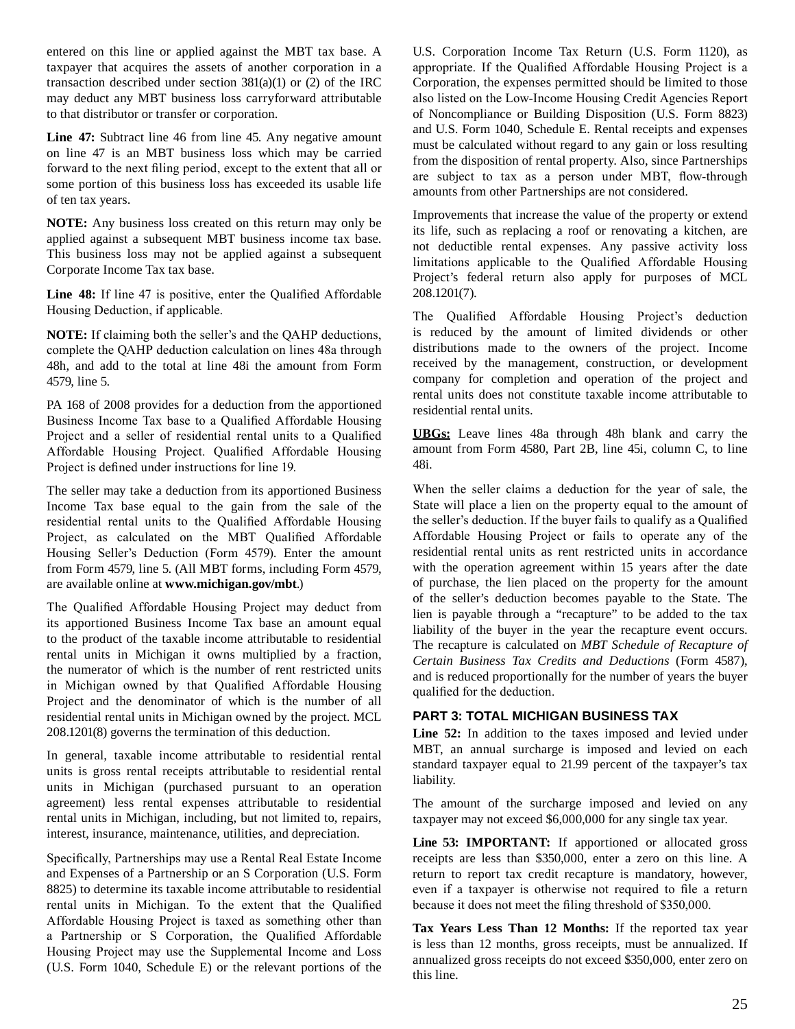entered on this line or applied against the MBT tax base. A taxpayer that acquires the assets of another corporation in a transaction described under section 381(a)(1) or (2) of the IRC may deduct any MBT business loss carryforward attributable to that distributor or transfer or corporation.

**Line 47:** Subtract line 46 from line 45. Any negative amount on line 47 is an MBT business loss which may be carried forward to the next filing period, except to the extent that all or some portion of this business loss has exceeded its usable life of ten tax years.

**NOTE:** Any business loss created on this return may only be applied against a subsequent MBT business income tax base. This business loss may not be applied against a subsequent Corporate Income Tax tax base.

**Line 48:** If line 47 is positive, enter the Qualified Affordable Housing Deduction, if applicable.

**NOTE:** If claiming both the seller's and the QAHP deductions, complete the QAHP deduction calculation on lines 48a through 48h, and add to the total at line 48i the amount from Form 4579, line 5.

PA 168 of 2008 provides for a deduction from the apportioned Business Income Tax base to a Qualified Affordable Housing Project and a seller of residential rental units to a Qualified Affordable Housing Project. Qualified Affordable Housing Project is defined under instructions for line 19.

The seller may take a deduction from its apportioned Business Income Tax base equal to the gain from the sale of the residential rental units to the Qualified Affordable Housing Project, as calculated on the MBT Qualified Affordable Housing Seller's Deduction (Form 4579). Enter the amount from Form 4579, line 5. (All MBT forms, including Form 4579, are available online at **www.michigan.gov/mbt**.)

The Qualified Affordable Housing Project may deduct from its apportioned Business Income Tax base an amount equal to the product of the taxable income attributable to residential rental units in Michigan it owns multiplied by a fraction, the numerator of which is the number of rent restricted units in Michigan owned by that Qualified Affordable Housing Project and the denominator of which is the number of all residential rental units in Michigan owned by the project. MCL 208.1201(8) governs the termination of this deduction.

In general, taxable income attributable to residential rental units is gross rental receipts attributable to residential rental units in Michigan (purchased pursuant to an operation agreement) less rental expenses attributable to residential rental units in Michigan, including, but not limited to, repairs, interest, insurance, maintenance, utilities, and depreciation.

Specifically, Partnerships may use a Rental Real Estate Income and Expenses of a Partnership or an S Corporation (U.S. Form 8825) to determine its taxable income attributable to residential rental units in Michigan. To the extent that the Qualified Affordable Housing Project is taxed as something other than a Partnership or S Corporation, the Qualified Affordable Housing Project may use the Supplemental Income and Loss (U.S. Form 1040, Schedule E) or the relevant portions of the U.S. Corporation Income Tax Return (U.S. Form 1120), as appropriate. If the Qualified Affordable Housing Project is a Corporation, the expenses permitted should be limited to those also listed on the Low-Income Housing Credit Agencies Report of Noncompliance or Building Disposition (U.S. Form 8823) and U.S. Form 1040, Schedule E. Rental receipts and expenses must be calculated without regard to any gain or loss resulting from the disposition of rental property. Also, since Partnerships are subject to tax as a person under MBT, flow-through amounts from other Partnerships are not considered.

Improvements that increase the value of the property or extend its life, such as replacing a roof or renovating a kitchen, are not deductible rental expenses. Any passive activity loss limitations applicable to the Qualified Affordable Housing Project's federal return also apply for purposes of MCL 208.1201(7).

The Qualified Affordable Housing Project's deduction is reduced by the amount of limited dividends or other distributions made to the owners of the project. Income received by the management, construction, or development company for completion and operation of the project and rental units does not constitute taxable income attributable to residential rental units.

**UBGs:** Leave lines 48a through 48h blank and carry the amount from Form 4580, Part 2B, line 45i, column C, to line 48i.

When the seller claims a deduction for the year of sale, the State will place a lien on the property equal to the amount of the seller's deduction. If the buyer fails to qualify as a Qualified Affordable Housing Project or fails to operate any of the residential rental units as rent restricted units in accordance with the operation agreement within 15 years after the date of purchase, the lien placed on the property for the amount of the seller's deduction becomes payable to the State. The lien is payable through a "recapture" to be added to the tax liability of the buyer in the year the recapture event occurs. The recapture is calculated on *MBT Schedule of Recapture of Certain Business Tax Credits and Deductions* (Form 4587), and is reduced proportionally for the number of years the buyer qualified for the deduction.

## PART 3: TOTAL MICHIGAN BUSINESS TAX

**Line 52:** In addition to the taxes imposed and levied under MBT, an annual surcharge is imposed and levied on each standard taxpayer equal to 21.99 percent of the taxpayer's tax liability.

The amount of the surcharge imposed and levied on any taxpayer may not exceed $6,000,000 for any single tax year.

**Line 53: IMPORTANT:** If apportioned or allocated gross receipts are less than $350,000, enter a zero on this line. A return to report tax credit recapture is mandatory, however, even if a taxpayer is otherwise not required to file a return because it does not meet the filing threshold of $350,000.

**Tax Years Less Than 12 Months:** If the reported tax year is less than 12 months, gross receipts, must be annualized. If annualized gross receipts do not exceed $350,000, enter zero on this line.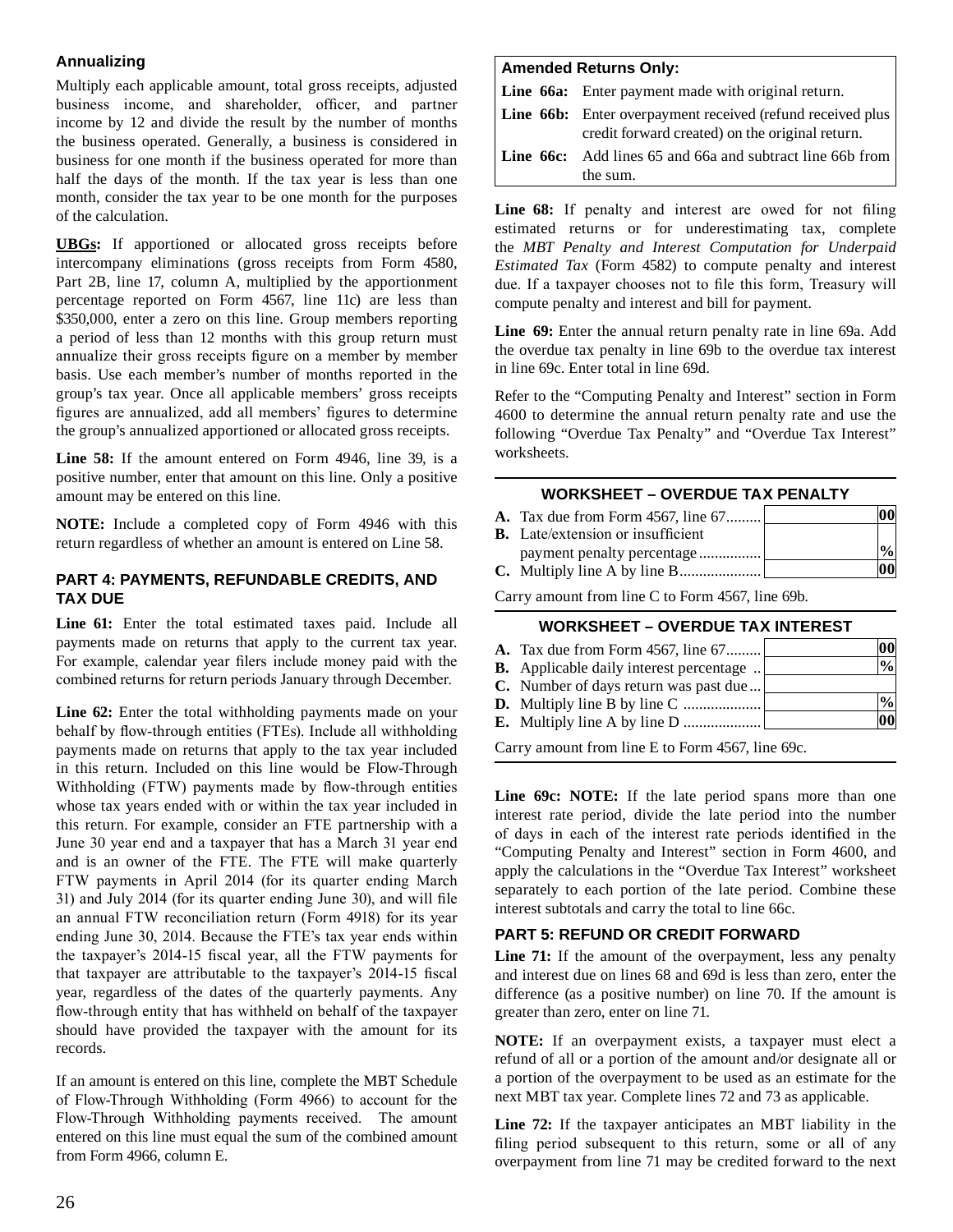### Annualizing

Multiply each applicable amount, total gross receipts, adjusted business income, and shareholder, officer, and partner income by 12 and divide the result by the number of months the business operated. Generally, a business is considered in business for one month if the business operated for more than half the days of the month. If the tax year is less than one month, consider the tax year to be one month for the purposes of the calculation.

**UBGs:** If apportioned or allocated gross receipts before intercompany eliminations (gross receipts from Form 4580, Part 2B, line 17, column A, multiplied by the apportionment percentage reported on Form 4567, line 11c) are less than \$350,000, enter a zero on this line. Group members reporting a period of less than 12 months with this group return must annualize their gross receipts figure on a member by member basis. Use each member's number of months reported in the group's tax year. Once all applicable members' gross receipts figures are annualized, add all members' figures to determine the group's annualized apportioned or allocated gross receipts.

**Line 58:** If the amount entered on Form 4946, line 39, is a positive number, enter that amount on this line. Only a positive amount may be entered on this line.

**NOTE:** Include a completed copy of Form 4946 with this return regardless of whether an amount is entered on Line 58.

### PART 4: PAYMENTS, REFUNDABLE CREDITS, AND TAX DUE

**Line 61:** Enter the total estimated taxes paid. Include all payments made on returns that apply to the current tax year. For example, calendar year filers include money paid with the combined returns for return periods January through December.

**Line 62:** Enter the total withholding payments made on your behalf by flow-through entities (FTEs). Include all withholding payments made on returns that apply to the tax year included in this return. Included on this line would be Flow-Through Withholding (FTW) payments made by flow-through entities whose tax years ended with or within the tax year included in this return. For example, consider an FTE partnership with a June 30 year end and a taxpayer that has a March 31 year end and is an owner of the FTE. The FTE will make quarterly FTW payments in April 2014 (for its quarter ending March 31) and July 2014 (for its quarter ending June 30), and will file an annual FTW reconciliation return (Form 4918) for its year ending June 30, 2014. Because the FTE's tax year ends within the taxpayer's 2014-15 fiscal year, all the FTW payments for that taxpayer are attributable to the taxpayer's 2014-15 fiscal year, regardless of the dates of the quarterly payments. Any flow-through entity that has withheld on behalf of the taxpayer should have provided the taxpayer with the amount for its records.

If an amount is entered on this line, complete the MBT Schedule of Flow-Through Withholding (Form 4966) to account for the Flow-Through Withholding payments received. The amount entered on this line must equal the sum of the combined amount from Form 4966, column E.

| Amended Returns Only: | |
|---|---|
| **Line 66a:** | Enter payment made with original return. |
| **Line 66b:** | Enter overpayment received (refund received plus credit forward created) on the original return. |
| **Line 66c:** | Add lines 65 and 66a and subtract line 66b from the sum. |

**Line 68:** If penalty and interest are owed for not filing estimated returns or for underestimating tax, complete the *MBT Penalty and Interest Computation for Underpaid Estimated Tax* (Form 4582) to compute penalty and interest due. If a taxpayer chooses not to file this form, Treasury will compute penalty and interest and bill for payment.

**Line 69:** Enter the annual return penalty rate in line 69a. Add the overdue tax penalty in line 69b to the overdue tax interest in line 69c. Enter total in line 69d.

Refer to the "Computing Penalty and Interest" section in Form 4600 to determine the annual return penalty rate and use the following "Overdue Tax Penalty" and "Overdue Tax Interest" worksheets.

#### WORKSHEET – OVERDUE TAX PENALTY

| | |
|---|---|
| **A.** Tax due from Form 4567, line 67 | 00 |
| **B.** Late/extension or insufficient payment penalty percentage | % |
| **C.** Multiply line A by line B | 00 |

Carry amount from line C to Form 4567, line 69b.

#### WORKSHEET – OVERDUE TAX INTEREST

| | |
|---|---|
| **A.** Tax due from Form 4567, line 67 | 00 |
| **B.** Applicable daily interest percentage | % |
| **C.** Number of days return was past due | |
| **D.** Multiply line B by line C | % |
| **E.** Multiply line A by line D | 00 |

Carry amount from line E to Form 4567, line 69c.

**Line 69c: NOTE:** If the late period spans more than one interest rate period, divide the late period into the number of days in each of the interest rate periods identified in the "Computing Penalty and Interest" section in Form 4600, and apply the calculations in the "Overdue Tax Interest" worksheet separately to each portion of the late period. Combine these interest subtotals and carry the total to line 66c.

### PART 5: REFUND OR CREDIT FORWARD

**Line 71:** If the amount of the overpayment, less any penalty and interest due on lines 68 and 69d is less than zero, enter the difference (as a positive number) on line 70. If the amount is greater than zero, enter on line 71.

**NOTE:** If an overpayment exists, a taxpayer must elect a refund of all or a portion of the amount and/or designate all or a portion of the overpayment to be used as an estimate for the next MBT tax year. Complete lines 72 and 73 as applicable.

**Line 72:** If the taxpayer anticipates an MBT liability in the filing period subsequent to this return, some or all of any overpayment from line 71 may be credited forward to the next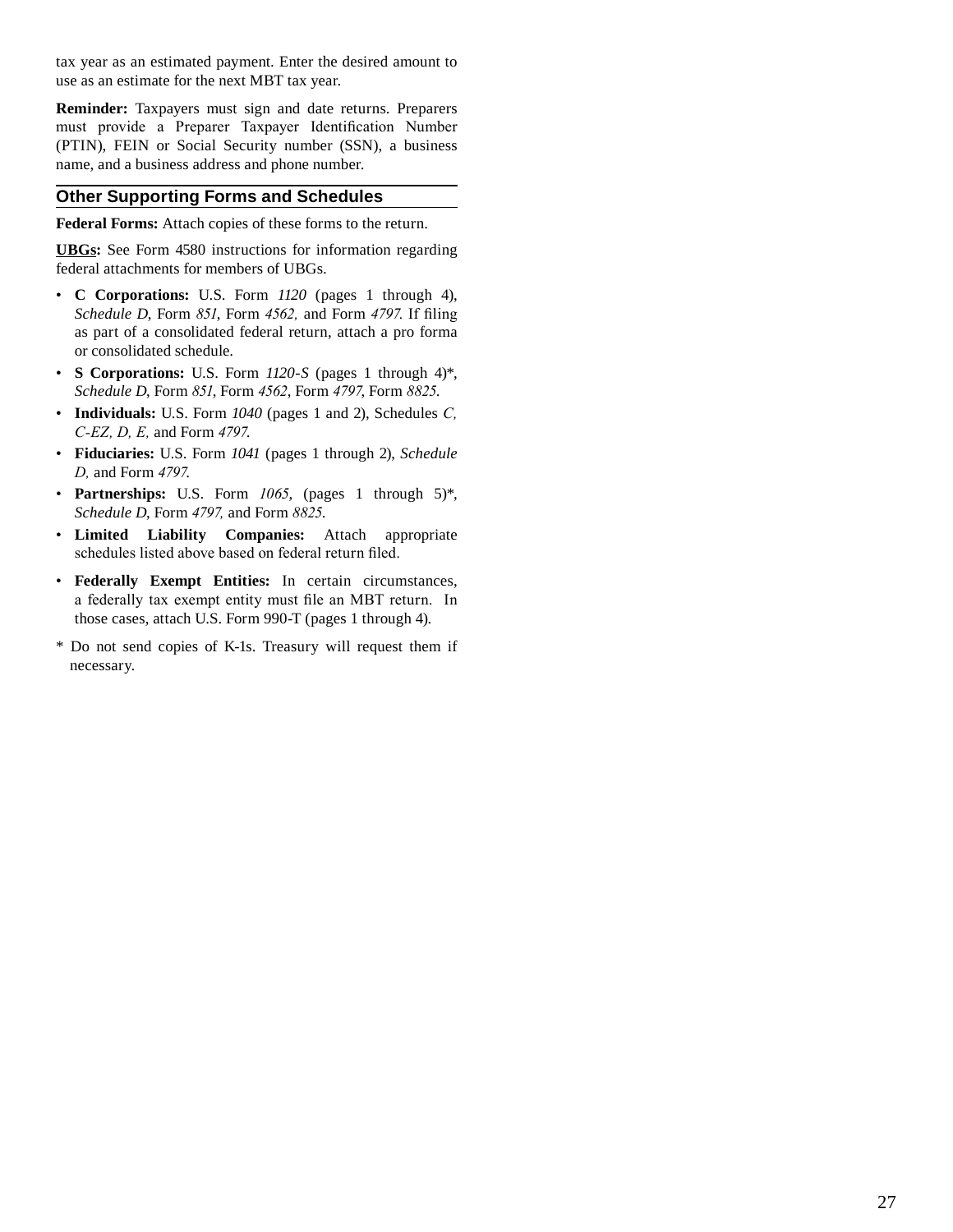tax year as an estimated payment. Enter the desired amount to use as an estimate for the next MBT tax year.

**Reminder:** Taxpayers must sign and date returns. Preparers must provide a Preparer Taxpayer Identification Number (PTIN), FEIN or Social Security number (SSN), a business name, and a business address and phone number.

## Other Supporting Forms and Schedules

**Federal Forms:** Attach copies of these forms to the return.

**UBGs:** See Form 4580 instructions for information regarding federal attachments for members of UBGs.

- **C Corporations:** U.S. Form *1120* (pages 1 through 4), *Schedule D*, Form *851*, Form *4562,* and Form *4797.* If filing as part of a consolidated federal return, attach a pro forma or consolidated schedule.
- **S Corporations:** U.S. Form *1120-S* (pages 1 through 4)*, *Schedule D*, Form *851*, Form *4562*, Form *4797*, Form *8825*.
- **Individuals:** U.S. Form *1040* (pages 1 and 2), Schedules *C, C-EZ, D, E,* and Form *4797*.
- **Fiduciaries:** U.S. Form *1041* (pages 1 through 2), *Schedule D,* and Form *4797*.
- **Partnerships:** U.S. Form *1065*, (pages 1 through 5)*, *Schedule D*, Form *4797,* and Form *8825*.
- **Limited Liability Companies:** Attach appropriate schedules listed above based on federal return filed.
- **Federally Exempt Entities:** In certain circumstances, a federally tax exempt entity must file an MBT return. In those cases, attach U.S. Form 990-T (pages 1 through 4).

\* Do not send copies of K-1s. Treasury will request them if necessary.